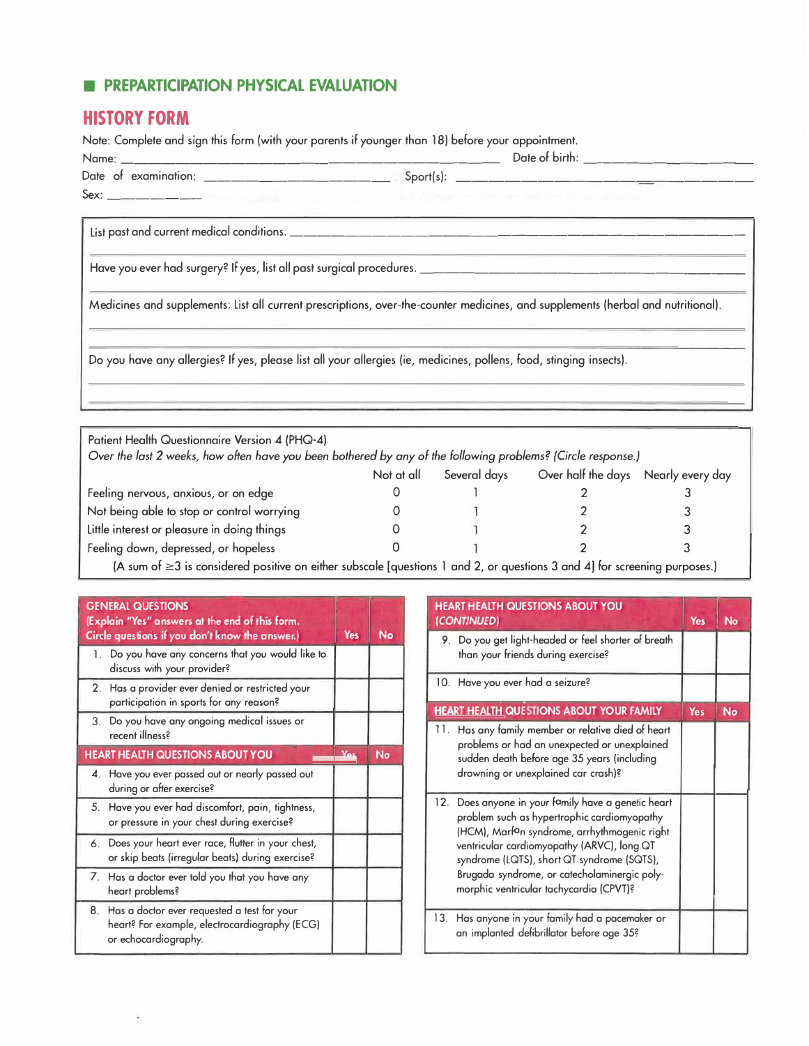## PREPARTICIPATION PHYSICAL EVALUATION

# HISTORY FORM

Note: Complete and sign this form (with your parents if younger than 18) before your appointment.

Name: ______________________________ Date of birth: ______________________

Date of examination: ______________________ Sport(s): ______________________

Sex: __________

List past and current medical conditions. ______________________________________________

______________________________________________

Have you ever had surgery? If yes, list all past surgical procedures. ______________________________

______________________________________________

Medicines and supplements: List all current prescriptions, over-the-counter medicines, and supplements (herbal and nutritional).

______________________________________________

______________________________________________

Do you have any allergies? If yes, please list all your allergies (ie, medicines, pollens, food, stinging insects).

______________________________________________

______________________________________________

Patient Health Questionnaire Version 4 (PHQ-4)

*Over the last 2 weeks, how often have you been bothered by any of the following problems? (Circle response.)*

| | Not at all | Several days | Over half the days | Nearly every day |
|---|---|---|---|---|
| Feeling nervous, anxious, or on edge | 0 | 1 | 2 | 3 |
| Not being able to stop or control worrying | 0 | 1 | 2 | 3 |
| Little interest or pleasure in doing things | 0 | 1 | 2 | 3 |
| Feeling down, depressed, or hopeless | 0 | 1 | 2 | 3 |

(A sum of ≥3 is considered positive on either subscale [questions 1 and 2, or questions 3 and 4] for screening purposes.)

| GENERAL QUESTIONS (Explain "Yes" answers at the end of this form. Circle questions if you don't know the answer.) | Yes | No |
|---|---|---|
| 1. Do you have any concerns that you would like to discuss with your provider? | | |
| 2. Has a provider ever denied or restricted your participation in sports for any reason? | | |
| 3. Do you have any ongoing medical issues or recent illness? | | |
| **HEART HEALTH QUESTIONS ABOUT YOU** | **Yes** | **No** |
| 4. Have you ever passed out or nearly passed out during or after exercise? | | |
| 5. Have you ever had discomfort, pain, tightness, or pressure in your chest during exercise? | | |
| 6. Does your heart ever race, flutter in your chest, or skip beats (irregular beats) during exercise? | | |
| 7. Has a doctor ever told you that you have any heart problems? | | |
| 8. Has a doctor ever requested a test for your heart? For example, electrocardiography (ECG) or echocardiography. | | |

| HEART HEALTH QUESTIONS ABOUT YOU (*CONTINUED*) | Yes | No |
|---|---|---|
| 9. Do you get light-headed or feel shorter of breath than your friends during exercise? | | |
| 10. Have you ever had a seizure? | | |
| **HEART HEALTH QUESTIONS ABOUT YOUR FAMILY** | **Yes** | **No** |
| 11. Has any family member or relative died of heart problems or had an unexpected or unexplained sudden death before age 35 years (including drowning or unexplained car crash)? | | |
| 12. Does anyone in your family have a genetic heart problem such as hypertrophic cardiomyopathy (HCM), Marfan syndrome, arrhythmogenic right ventricular cardiomyopathy (ARVC), long QT syndrome (LQTS), short QT syndrome (SQTS), Brugada syndrome, or catecholaminergic polymorphic ventricular tachycardia (CPVT)? | | |
| 13. Has anyone in your family had a pacemaker or an implanted defibrillator before age 35? | | |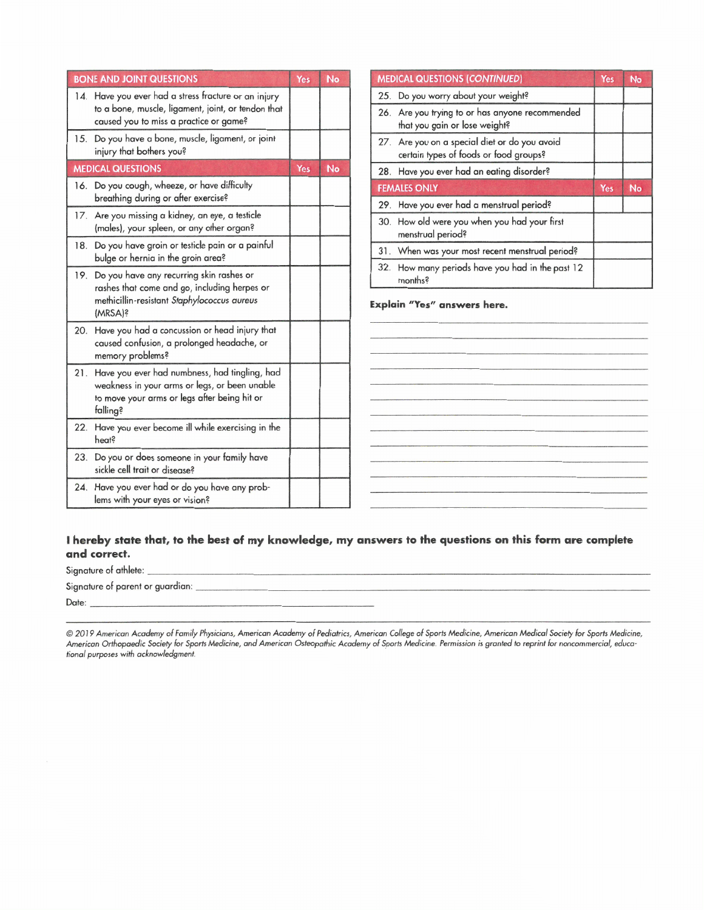| BONE AND JOINT QUESTIONS | Yes | No |
|---|---|---|
| 14. Have you ever had a stress fracture or an injury to a bone, muscle, ligament, joint, or tendon that caused you to miss a practice or game? | | |
| 15. Do you have a bone, muscle, ligament, or joint injury that bothers you? | | |
| **MEDICAL QUESTIONS** | **Yes** | **No** |
| 16. Do you cough, wheeze, or have difficulty breathing during or after exercise? | | |
| 17. Are you missing a kidney, an eye, a testicle (males), your spleen, or any other organ? | | |
| 18. Do you have groin or testicle pain or a painful bulge or hernia in the groin area? | | |
| 19. Do you have any recurring skin rashes or rashes that come and go, including herpes or methicillin-resistant *Staphylococcus aureus* (MRSA)? | | |
| 20. Have you had a concussion or head injury that caused confusion, a prolonged headache, or memory problems? | | |
| 21. Have you ever had numbness, had tingling, had weakness in your arms or legs, or been unable to move your arms or legs after being hit or falling? | | |
| 22. Have you ever become ill while exercising in the heat? | | |
| 23. Do you or does someone in your family have sickle cell trait or disease? | | |
| 24. Have you ever had or do you have any problems with your eyes or vision? | | |

| MEDICAL QUESTIONS (*CONTINUED*) | Yes | No |
|---|---|---|
| 25. Do you worry about your weight? | | |
| 26. Are you trying to or has anyone recommended that you gain or lose weight? | | |
| 27. Are you on a special diet or do you avoid certain types of foods or food groups? | | |
| 28. Have you ever had an eating disorder? | | |
| **FEMALES ONLY** | **Yes** | **No** |
| 29. Have you ever had a menstrual period? | | |
| 30. How old were you when you had your first menstrual period? | | |
| 31. When was your most recent menstrual period? | | |
| 32. How many periods have you had in the past 12 months? | | |

**Explain "Yes" answers here.**

\_\_\_\_\_\_\_\_\_\_\_\_\_\_\_\_\_\_\_\_\_\_\_\_\_\_\_\_\_\_\_\_\_\_\_\_\_\_\_\_

\_\_\_\_\_\_\_\_\_\_\_\_\_\_\_\_\_\_\_\_\_\_\_\_\_\_\_\_\_\_\_\_\_\_\_\_\_\_\_\_

\_\_\_\_\_\_\_\_\_\_\_\_\_\_\_\_\_\_\_\_\_\_\_\_\_\_\_\_\_\_\_\_\_\_\_\_\_\_\_\_

\_\_\_\_\_\_\_\_\_\_\_\_\_\_\_\_\_\_\_\_\_\_\_\_\_\_\_\_\_\_\_\_\_\_\_\_\_\_\_\_

\_\_\_\_\_\_\_\_\_\_\_\_\_\_\_\_\_\_\_\_\_\_\_\_\_\_\_\_\_\_\_\_\_\_\_\_\_\_\_\_

\_\_\_\_\_\_\_\_\_\_\_\_\_\_\_\_\_\_\_\_\_\_\_\_\_\_\_\_\_\_\_\_\_\_\_\_\_\_\_\_

\_\_\_\_\_\_\_\_\_\_\_\_\_\_\_\_\_\_\_\_\_\_\_\_\_\_\_\_\_\_\_\_\_\_\_\_\_\_\_\_

\_\_\_\_\_\_\_\_\_\_\_\_\_\_\_\_\_\_\_\_\_\_\_\_\_\_\_\_\_\_\_\_\_\_\_\_\_\_\_\_

\_\_\_\_\_\_\_\_\_\_\_\_\_\_\_\_\_\_\_\_\_\_\_\_\_\_\_\_\_\_\_\_\_\_\_\_\_\_\_\_

\_\_\_\_\_\_\_\_\_\_\_\_\_\_\_\_\_\_\_\_\_\_\_\_\_\_\_\_\_\_\_\_\_\_\_\_\_\_\_\_

\_\_\_\_\_\_\_\_\_\_\_\_\_\_\_\_\_\_\_\_\_\_\_\_\_\_\_\_\_\_\_\_\_\_\_\_\_\_\_\_

\_\_\_\_\_\_\_\_\_\_\_\_\_\_\_\_\_\_\_\_\_\_\_\_\_\_\_\_\_\_\_\_\_\_\_\_\_\_\_\_

**I hereby state that, to the best of my knowledge, my answers to the questions on this form are complete and correct.**

Signature of athlete: \_\_\_\_\_\_\_\_\_\_\_\_\_\_\_\_\_\_\_\_\_\_\_\_\_\_\_\_\_\_\_\_\_\_\_\_\_\_\_\_

Signature of parent or guardian: \_\_\_\_\_\_\_\_\_\_\_\_\_\_\_\_\_\_\_\_\_\_\_\_\_\_\_\_\_\_\_\_\_\_\_\_\_\_\_\_

Date: \_\_\_\_\_\_\_\_\_\_\_\_\_\_\_\_\_\_\_\_\_\_\_\_\_\_\_\_\_\_\_\_

*© 2019 American Academy of Family Physicians, American Academy of Pediatrics, American College of Sports Medicine, American Medical Society for Sports Medicine, American Orthopaedic Society for Sports Medicine, and American Osteopathic Academy of Sports Medicine. Permission is granted to reprint for noncommercial, educational purposes with acknowledgment.*